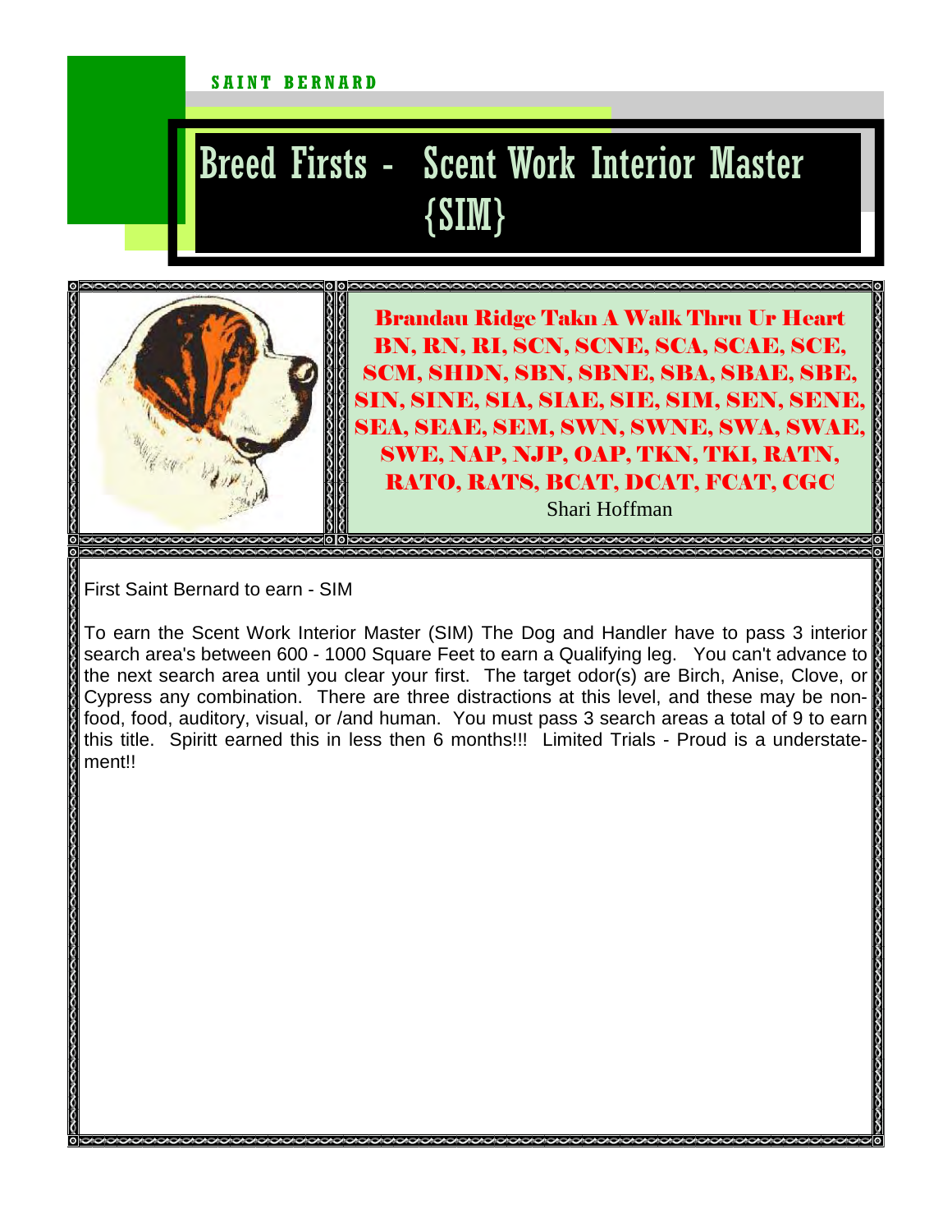SAINT BERNARD

# Breed Firsts - Scent Work Interior Master {SIM}

**Brandau Ridge Takn A Walk Thru Ur Heart BN, RN, RI, SCN, SCNE, SCA, SCAE, SCE, SCM, SHDN, SBN, SBNE, SBA, SBAE, SBE, SIN, SINE, SIA, SIAE, SIE, SIM, SEN, SENE, SEA, SEAE, SEM, SWN, SWNE, SWA, SWAE, SWE, NAP, NJP, OAP, TKN, TKI, RATN, RATO, RATS, BCAT, DCAT, FCAT, CGC**

Shari Hoffman

First Saint Bernard to earn - SIM

To earn the Scent Work Interior Master (SIM) The Dog and Handler have to pass 3 interior search area's between 600 - 1000 Square Feet to earn a Qualifying leg. You can't advance to the next search area until you clear your first. The target odor(s) are Birch, Anise, Clove, or Cypress any combination. There are three distractions at this level, and these may be non-food, food, auditory, visual, or /and human. You must pass 3 search areas a total of 9 to earn this title. Spiritt earned this in less then 6 months!!! Limited Trials - Proud is a understatement!!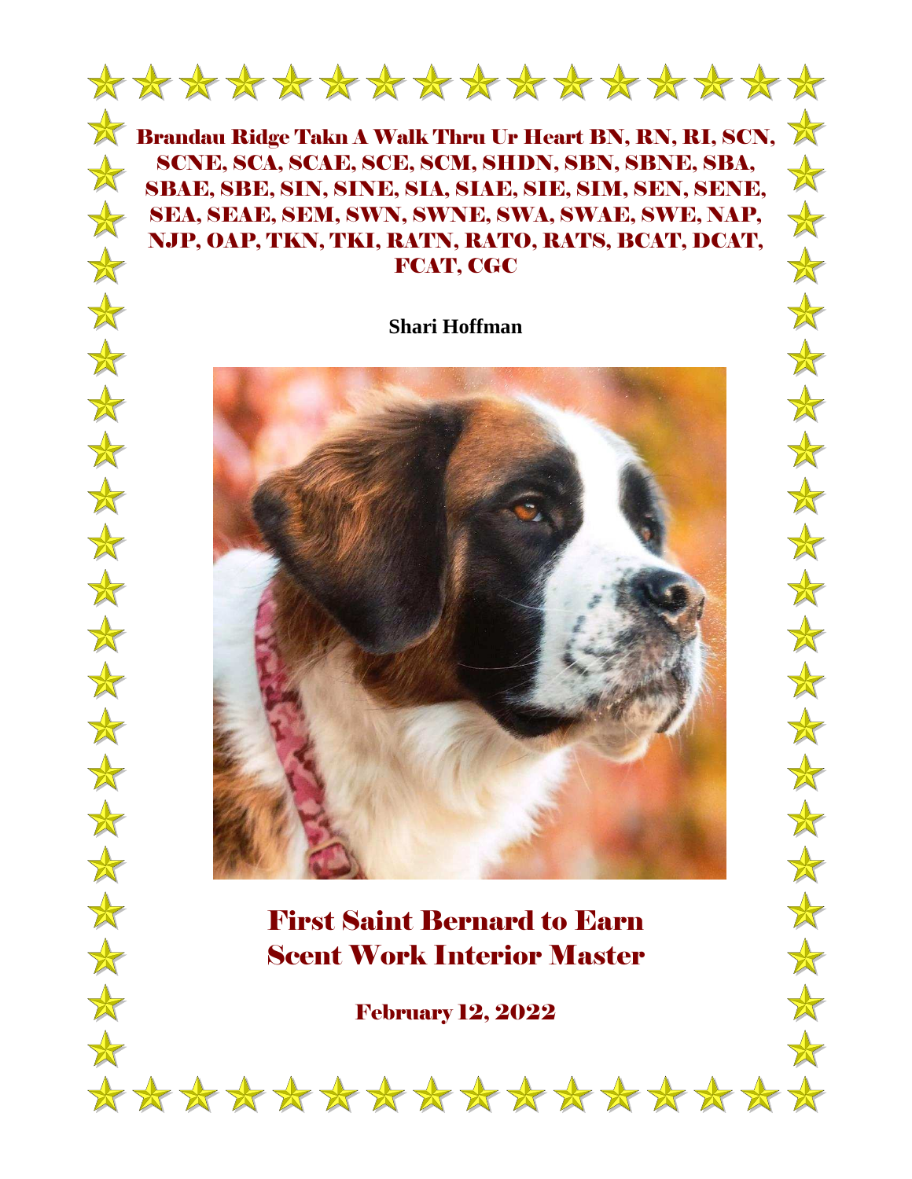# Brandau Ridge Takn A Walk Thru Ur Heart BN, RN, RI, SCN, SCNE, SCA, SCAE, SCE, SCM, SHDN, SBN, SBNE, SBA, SBAE, SBE, SIN, SINE, SIA, SIAE, SIE, SIM, SEN, SENE, SEA, SEAE, SEM, SWN, SWNE, SWA, SWAE, SWE, NAP, NJP, OAP, TKN, TKI, RATN, RATO, RATS, BCAT, DCAT, FCAT, CGC

**Shari Hoffman**

## First Saint Bernard to Earn Scent Work Interior Master

### February 12, 2022